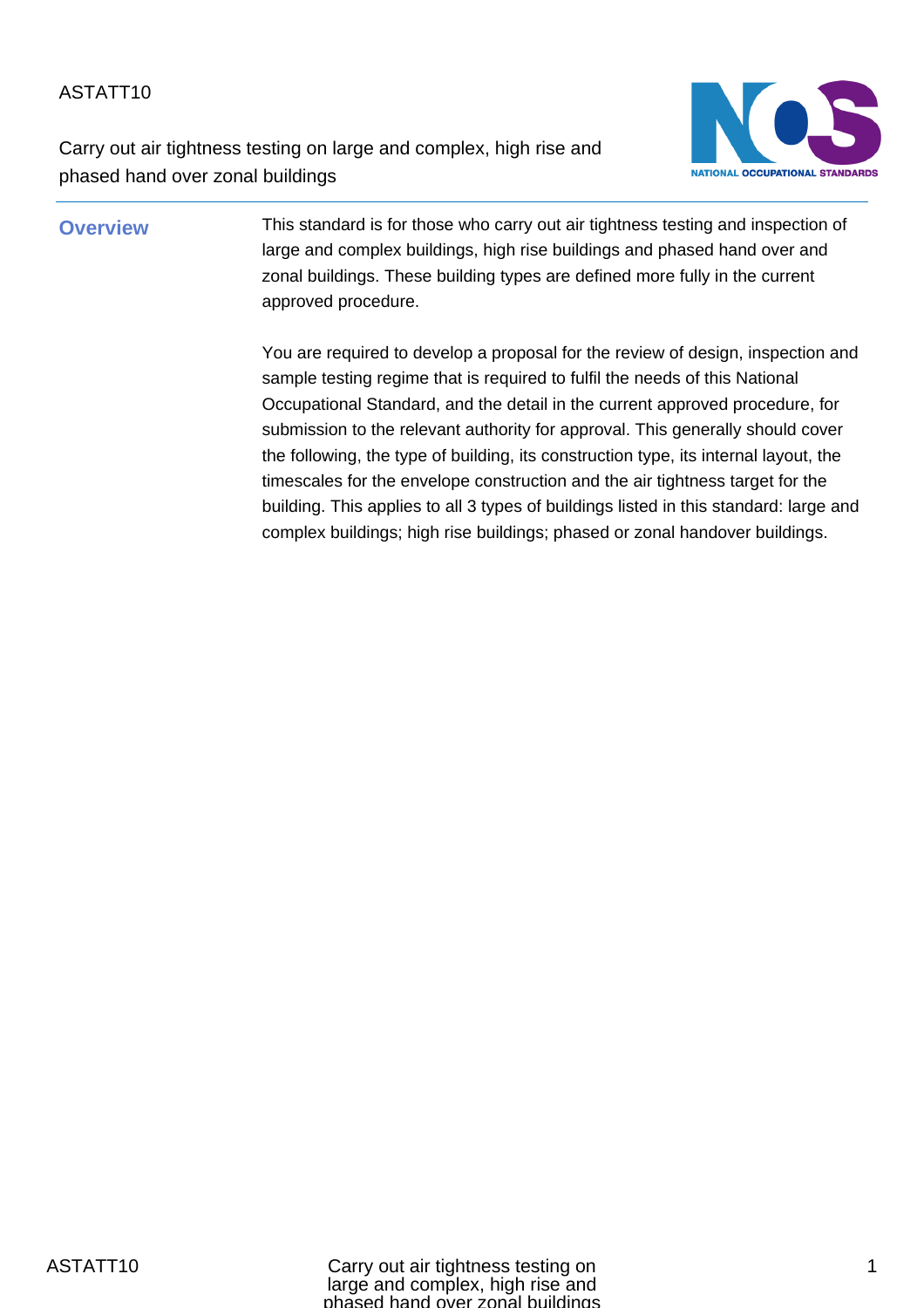ASTATT10

# Carry out air tightness testing on large and complex, high rise and phased hand over zonal buildings

## Overview

This standard is for those who carry out air tightness testing and inspection of large and complex buildings, high rise buildings and phased hand over and zonal buildings. These building types are defined more fully in the current approved procedure.

You are required to develop a proposal for the review of design, inspection and sample testing regime that is required to fulfil the needs of this National Occupational Standard, and the detail in the current approved procedure, for submission to the relevant authority for approval. This generally should cover the following, the type of building, its construction type, its internal layout, the timescales for the envelope construction and the air tightness target for the building. This applies to all 3 types of buildings listed in this standard: large and complex buildings; high rise buildings; phased or zonal handover buildings.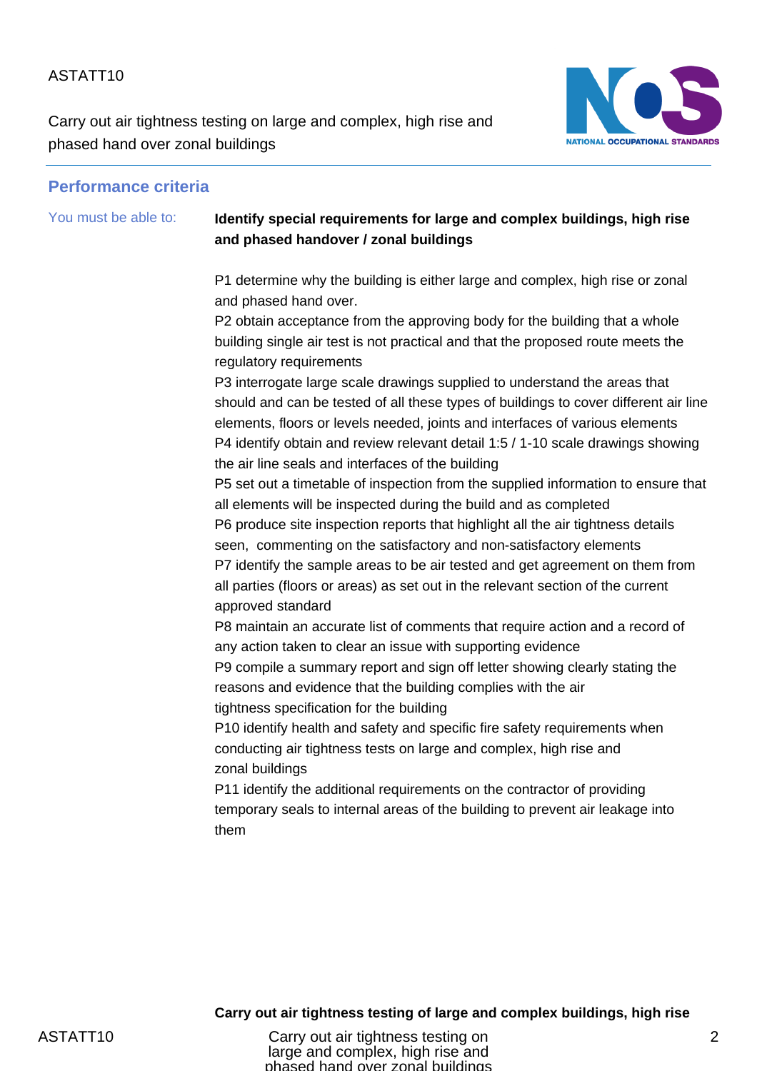## Performance criteria

You must be able to:

**Identify special requirements for large and complex buildings, high rise and phased handover / zonal buildings**

P1 determine why the building is either large and complex, high rise or zonal and phased hand over.

P2 obtain acceptance from the approving body for the building that a whole building single air test is not practical and that the proposed route meets the regulatory requirements

P3 interrogate large scale drawings supplied to understand the areas that should and can be tested of all these types of buildings to cover different air line elements, floors or levels needed, joints and interfaces of various elements

P4 identify obtain and review relevant detail 1:5 / 1-10 scale drawings showing the air line seals and interfaces of the building

P5 set out a timetable of inspection from the supplied information to ensure that all elements will be inspected during the build and as completed

P6 produce site inspection reports that highlight all the air tightness details seen, commenting on the satisfactory and non-satisfactory elements

P7 identify the sample areas to be air tested and get agreement on them from all parties (floors or areas) as set out in the relevant section of the current approved standard

P8 maintain an accurate list of comments that require action and a record of any action taken to clear an issue with supporting evidence

P9 compile a summary report and sign off letter showing clearly stating the reasons and evidence that the building complies with the air tightness specification for the building

P10 identify health and safety and specific fire safety requirements when conducting air tightness tests on large and complex, high rise and zonal buildings

P11 identify the additional requirements on the contractor of providing temporary seals to internal areas of the building to prevent air leakage into them

**Carry out air tightness testing of large and complex buildings, high rise**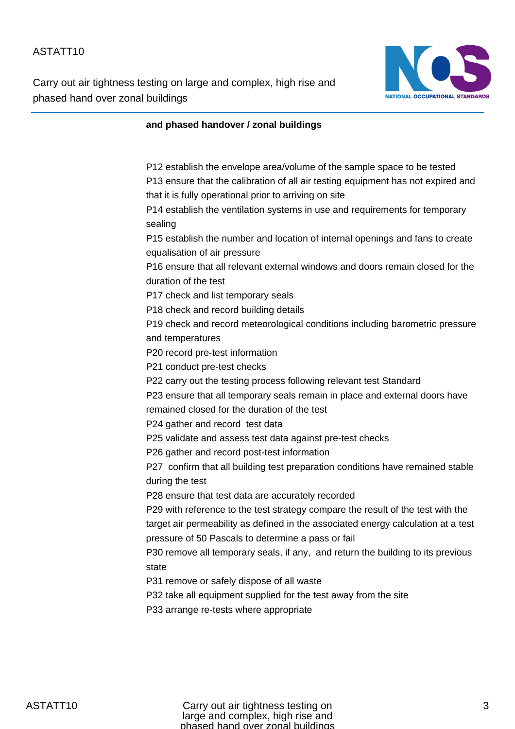**and phased handover / zonal buildings**

P12 establish the envelope area/volume of the sample space to be tested
P13 ensure that the calibration of all air testing equipment has not expired and that it is fully operational prior to arriving on site
P14 establish the ventilation systems in use and requirements for temporary sealing
P15 establish the number and location of internal openings and fans to create equalisation of air pressure
P16 ensure that all relevant external windows and doors remain closed for the duration of the test
P17 check and list temporary seals
P18 check and record building details
P19 check and record meteorological conditions including barometric pressure and temperatures
P20 record pre-test information
P21 conduct pre-test checks
P22 carry out the testing process following relevant test Standard
P23 ensure that all temporary seals remain in place and external doors have remained closed for the duration of the test
P24 gather and record test data
P25 validate and assess test data against pre-test checks
P26 gather and record post-test information
P27 confirm that all building test preparation conditions have remained stable during the test
P28 ensure that test data are accurately recorded
P29 with reference to the test strategy compare the result of the test with the target air permeability as defined in the associated energy calculation at a test pressure of 50 Pascals to determine a pass or fail
P30 remove all temporary seals, if any, and return the building to its previous state
P31 remove or safely dispose of all waste
P32 take all equipment supplied for the test away from the site
P33 arrange re-tests where appropriate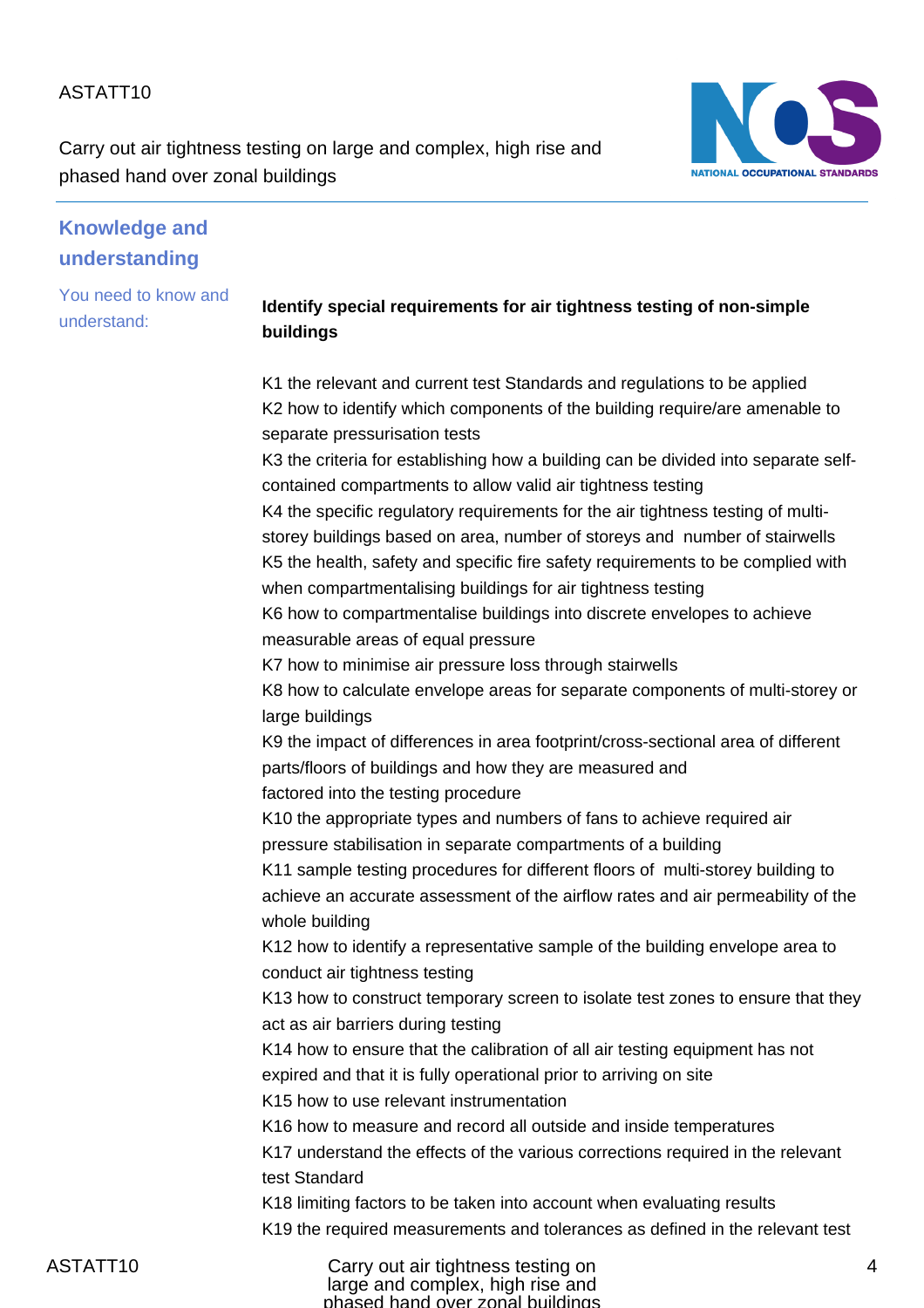## Knowledge and understanding

You need to know and understand:

**Identify special requirements for air tightness testing of non-simple buildings**

K1 the relevant and current test Standards and regulations to be applied
K2 how to identify which components of the building require/are amenable to separate pressurisation tests
K3 the criteria for establishing how a building can be divided into separate self-contained compartments to allow valid air tightness testing
K4 the specific regulatory requirements for the air tightness testing of multi-storey buildings based on area, number of storeys and number of stairwells
K5 the health, safety and specific fire safety requirements to be complied with when compartmentalising buildings for air tightness testing
K6 how to compartmentalise buildings into discrete envelopes to achieve measurable areas of equal pressure
K7 how to minimise air pressure loss through stairwells
K8 how to calculate envelope areas for separate components of multi-storey or large buildings
K9 the impact of differences in area footprint/cross-sectional area of different parts/floors of buildings and how they are measured and factored into the testing procedure
K10 the appropriate types and numbers of fans to achieve required air pressure stabilisation in separate compartments of a building
K11 sample testing procedures for different floors of multi-storey building to achieve an accurate assessment of the airflow rates and air permeability of the whole building
K12 how to identify a representative sample of the building envelope area to conduct air tightness testing
K13 how to construct temporary screen to isolate test zones to ensure that they act as air barriers during testing
K14 how to ensure that the calibration of all air testing equipment has not expired and that it is fully operational prior to arriving on site
K15 how to use relevant instrumentation
K16 how to measure and record all outside and inside temperatures
K17 understand the effects of the various corrections required in the relevant test Standard
K18 limiting factors to be taken into account when evaluating results
K19 the required measurements and tolerances as defined in the relevant test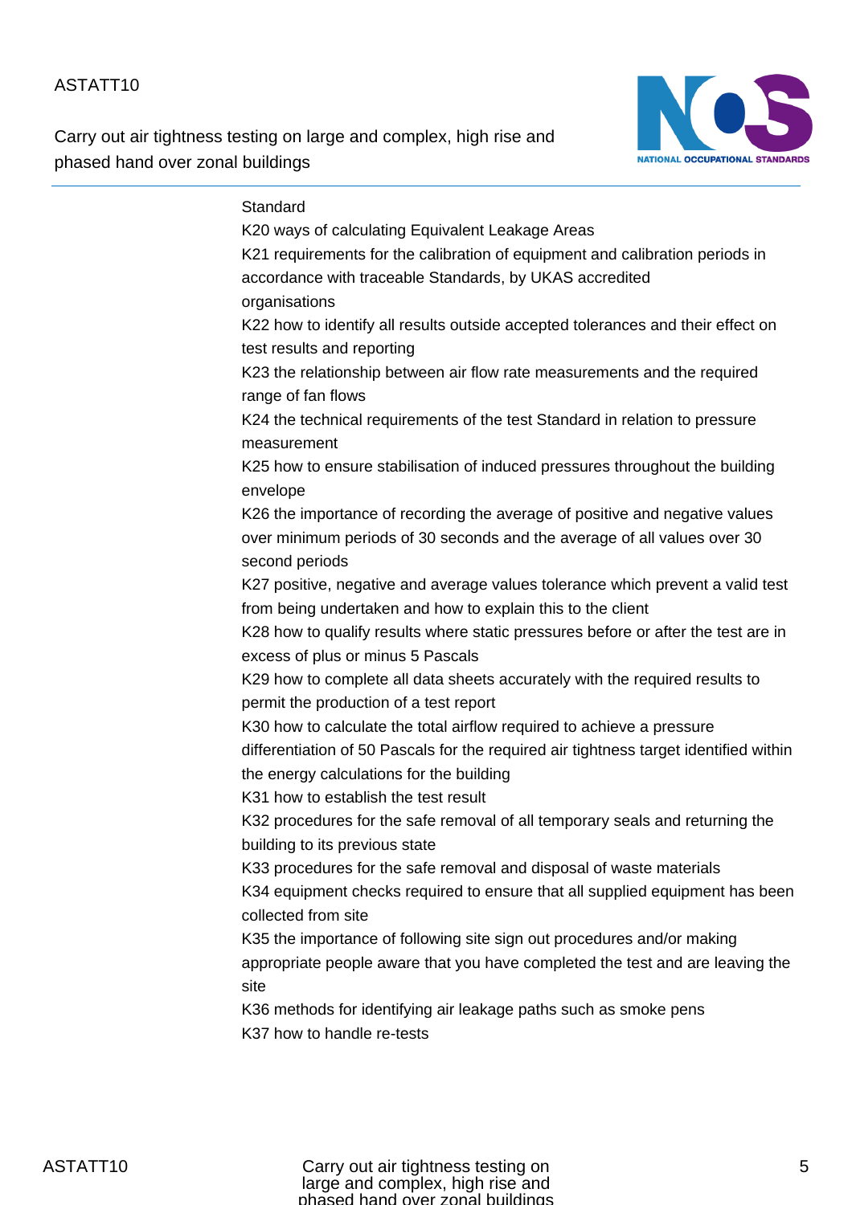Standard

K20 ways of calculating Equivalent Leakage Areas

K21 requirements for the calibration of equipment and calibration periods in accordance with traceable Standards, by UKAS accredited organisations

K22 how to identify all results outside accepted tolerances and their effect on test results and reporting

K23 the relationship between air flow rate measurements and the required range of fan flows

K24 the technical requirements of the test Standard in relation to pressure measurement

K25 how to ensure stabilisation of induced pressures throughout the building envelope

K26 the importance of recording the average of positive and negative values over minimum periods of 30 seconds and the average of all values over 30 second periods

K27 positive, negative and average values tolerance which prevent a valid test from being undertaken and how to explain this to the client

K28 how to qualify results where static pressures before or after the test are in excess of plus or minus 5 Pascals

K29 how to complete all data sheets accurately with the required results to permit the production of a test report

K30 how to calculate the total airflow required to achieve a pressure differentiation of 50 Pascals for the required air tightness target identified within the energy calculations for the building

K31 how to establish the test result

K32 procedures for the safe removal of all temporary seals and returning the building to its previous state

K33 procedures for the safe removal and disposal of waste materials

K34 equipment checks required to ensure that all supplied equipment has been collected from site

K35 the importance of following site sign out procedures and/or making appropriate people aware that you have completed the test and are leaving the site

K36 methods for identifying air leakage paths such as smoke pens

K37 how to handle re-tests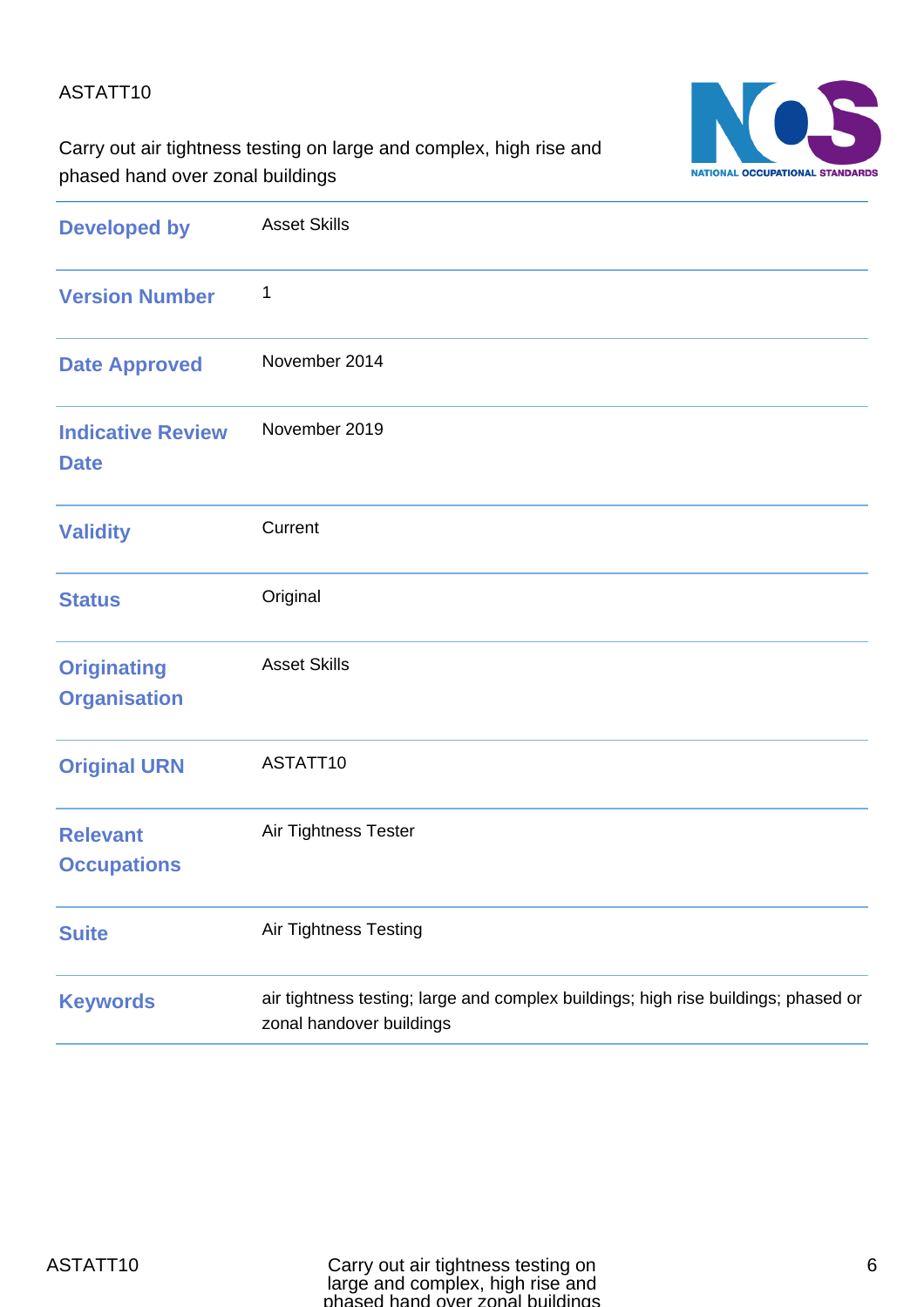ASTATT10

Carry out air tightness testing on large and complex, high rise and phased hand over zonal buildings

| | |
|---|---|
| **Developed by** | Asset Skills |
| **Version Number** | 1 |
| **Date Approved** | November 2014 |
| **Indicative Review Date** | November 2019 |
| **Validity** | Current |
| **Status** | Original |
| **Originating Organisation** | Asset Skills |
| **Original URN** | ASTATT10 |
| **Relevant Occupations** | Air Tightness Tester |
| **Suite** | Air Tightness Testing |
| **Keywords** | air tightness testing; large and complex buildings; high rise buildings; phased or zonal handover buildings |